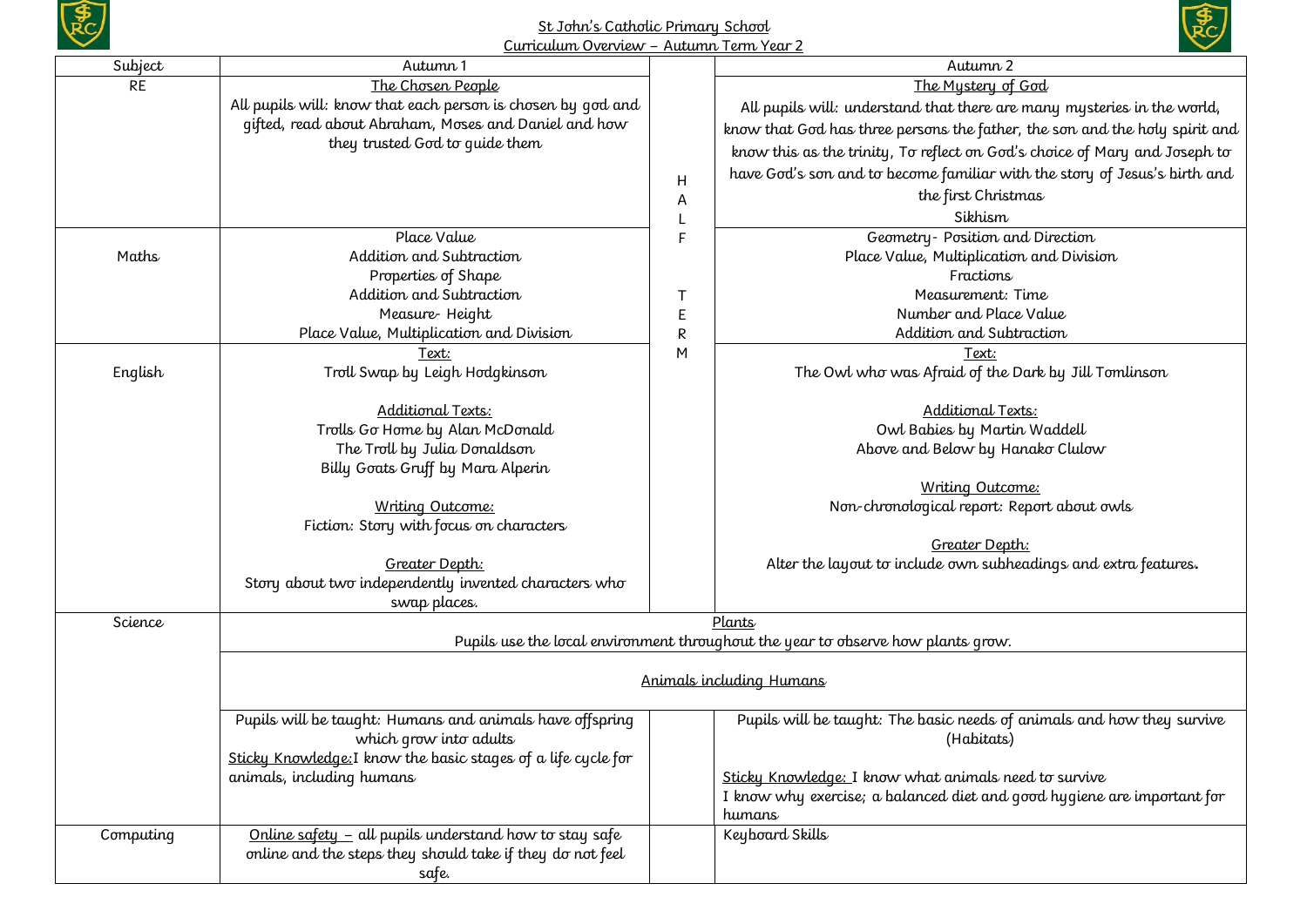St John's Catholic Primary School
Curriculum Overview – Autumn Term Year 2

| Subject | Autumn 1 | | Autumn 2 |
|---|---|---|---|
| RE | The Chosen People<br>All pupils will: know that each person is chosen by god and gifted, read about Abraham, Moses and Daniel and how they trusted God to guide them | HALF TERM | The Mystery of God<br>All pupils will: understand that there are many mysteries in the world, know that God has three persons the father, the son and the holy spirit and know this as the trinity, To reflect on God's choice of Mary and Joseph to have God's son and to become familiar with the story of Jesus's birth and the first Christmas<br>Sikhism |
| Maths | Place Value<br>Addition and Subtraction<br>Properties of Shape<br>Addition and Subtraction<br>Measure- Height<br>Place Value, Multiplication and Division | | Geometry- Position and Direction<br>Place Value, Multiplication and Division<br>Fractions<br>Measurement: Time<br>Number and Place Value<br>Addition and Subtraction |
| English | Text:<br>Troll Swap by Leigh Hodgkinson<br><br>Additional Texts:<br>Trolls Go Home by Alan McDonald<br>The Troll by Julia Donaldson<br>Billy Goats Gruff by Mara Alperin<br><br>Writing Outcome:<br>Fiction: Story with focus on characters<br><br>Greater Depth:<br>Story about two independently invented characters who swap places. | | Text:<br>The Owl who was Afraid of the Dark by Jill Tomlinson<br><br>Additional Texts:<br>Owl Babies by Martin Waddell<br>Above and Below by Hanako Clulow<br><br>Writing Outcome:<br>Non-chronological report: Report about owls<br><br>Greater Depth:<br>Alter the layout to include own subheadings and extra features. |
| Science | Plants<br>Pupils use the local environment throughout the year to observe how plants grow. | | |
| | Animals including Humans | | |
| | Pupils will be taught: Humans and animals have offspring which grow into adults<br>Sticky Knowledge: I know the basic stages of a life cycle for animals, including humans | | Pupils will be taught: The basic needs of animals and how they survive (Habitats)<br><br>Sticky Knowledge: I know what animals need to survive<br>I know why exercise; a balanced diet and good hygiene are important for humans |
| Computing | Online safety – all pupils understand how to stay safe online and the steps they should take if they do not feel safe. | | Keyboard Skills |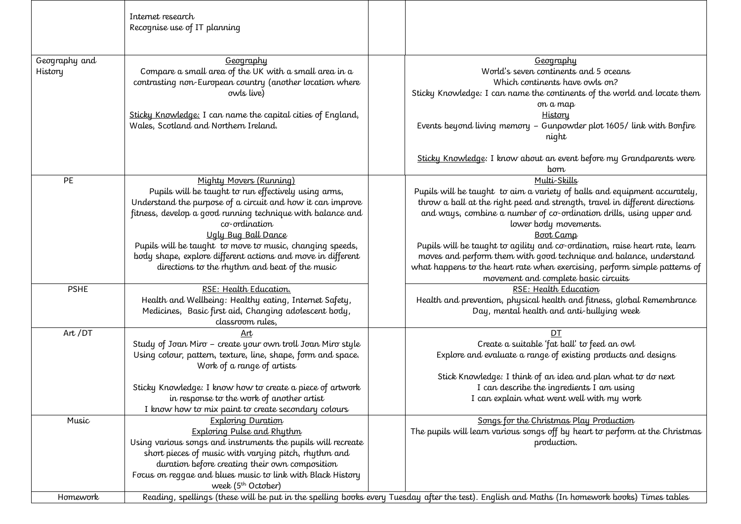| | | | |
|---|---|---|---|
| | Internet research<br>Recognise use of IT planning | | |
| Geography and History | <u>Geography</u><br>Compare a small area of the UK with a small area in a contrasting non-European country (another location where owls live)<br><br><u>Sticky Knowledge:</u> I can name the capital cities of England, Wales, Scotland and Northern Ireland. | | <u>Geography</u><br>World's seven continents and 5 oceans<br>Which continents have owls on?<br>Sticky Knowledge: I can name the continents of the world and locate them on a map<br><u>History</u><br>Events beyond living memory – Gunpowder plot 1605/ link with Bonfire night<br><br><u>Sticky Knowledge</u>: I know about an event before my Grandparents were born |
| PE | <u>Mighty Movers (Running)</u><br>Pupils will be taught to run effectively using arms, Understand the purpose of a circuit and how it can improve fitness, develop a good running technique with balance and co-ordination<br><u>Ugly Bug Ball Dance</u><br>Pupils will be taught to move to music, changing speeds, body shape, explore different actions and move in different directions to the rhythm and beat of the music | | <u>Multi-Skills</u><br>Pupils will be taught to aim a variety of balls and equipment accurately, throw a ball at the right peed and strength, travel in different directions and ways, combine a number of co-ordination drills, using upper and lower body movements.<br><u>Boot Camp</u><br>Pupils will be taught to agility and co-ordination, raise heart rate, learn moves and perform them with good technique and balance, understand what happens to the heart rate when exercising, perform simple patterns of movement and complete basic circuits |
| PSHE | <u>RSE: Health Education.</u><br>Health and Wellbeing: Healthy eating, Internet Safety, Medicines, Basic first aid, Changing adolescent body, classroom rules, | | <u>RSE: Health Education</u><br>Health and prevention, physical health and fitness, global Remembrance Day, mental health and anti-bullying week |
| Art /DT | <u>Art</u><br>Study of Joan Miro – create your own troll Joan Miro style Using colour, pattern, texture, line, shape, form and space. Work of a range of artists<br><br>Sticky Knowledge: I know how to create a piece of artwork in response to the work of another artist<br>I know how to mix paint to create secondary colours | | <u>DT</u><br>Create a suitable 'fat ball' to feed an owl<br>Explore and evaluate a range of existing products and designs<br><br>Stick Knowledge: I think of an idea and plan what to do next<br>I can describe the ingredients I am using<br>I can explain what went well with my work |
| Music | <u>Exploring Duration</u><br><u>Exploring Pulse and Rhythm</u><br>Using various songs and instruments the pupils will recreate short pieces of music with varying pitch, rhythm and duration before creating their own composition<br>Focus on reggae and blues music to link with Black History week (5th October) | | <u>Songs for the Christmas Play Production</u><br>The pupils will learn various songs off by heart to perform at the Christmas production. |
| Homework | Reading, spellings (these will be put in the spelling books every Tuesday after the test). English and Maths (In homework books) Times tables | | |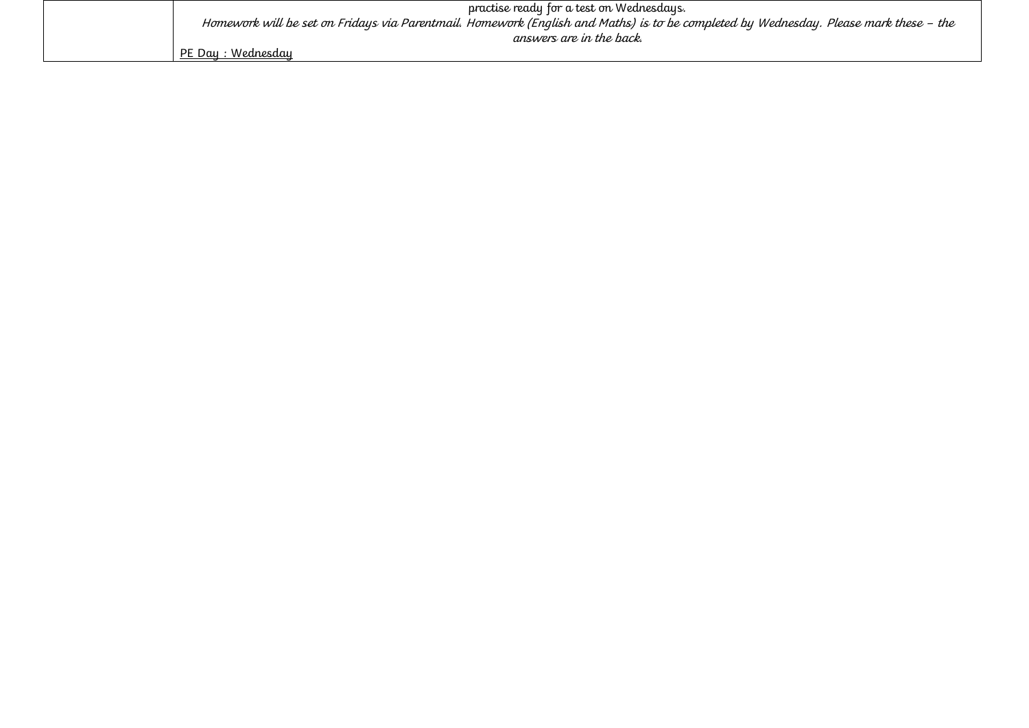| | |
|---|---|
| | practise ready for a test on Wednesdays. *Homework will be set on Fridays via Parentmail. Homework (English and Maths) is to be completed by Wednesday. Please mark these – the answers are in the back.* <u>PE Day : Wednesday</u> |